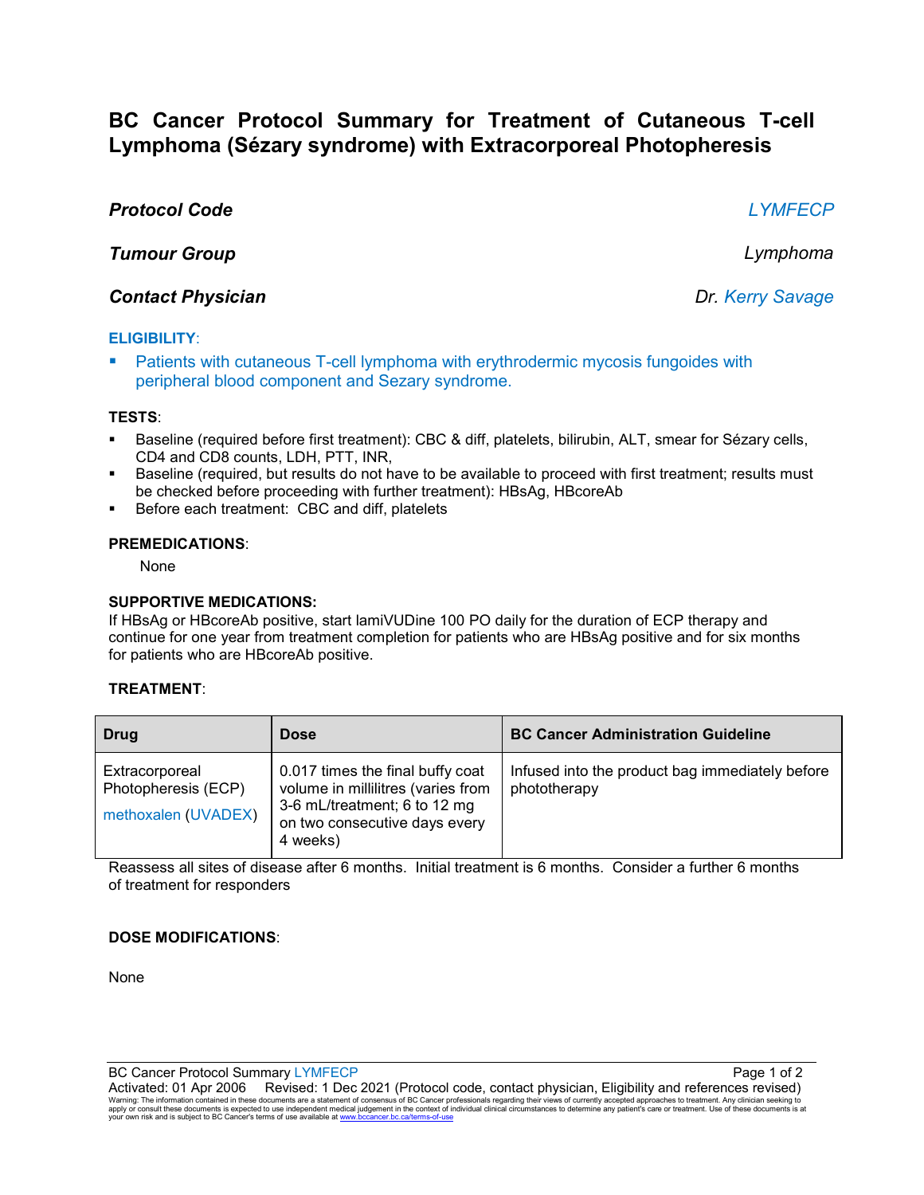# BC Cancer Protocol Summary for Treatment of Cutaneous T-cell Lymphoma (Sézary syndrome) with Extracorporeal Photopheresis

***Protocol Code*** *LYMFECP*

***Tumour Group*** *Lymphoma*

***Contact Physician*** *Dr. Kerry Savage*

**ELIGIBILITY**:

- Patients with cutaneous T-cell lymphoma with erythrodermic mycosis fungoides with peripheral blood component and Sezary syndrome.

**TESTS**:

- Baseline (required before first treatment): CBC & diff, platelets, bilirubin, ALT, smear for Sézary cells, CD4 and CD8 counts, LDH, PTT, INR,
- Baseline (required, but results do not have to be available to proceed with first treatment; results must be checked before proceeding with further treatment): HBsAg, HBcoreAb
- Before each treatment: CBC and diff, platelets

**PREMEDICATIONS**:

None

**SUPPORTIVE MEDICATIONS:**

If HBsAg or HBcoreAb positive, start lamiVUDine 100 PO daily for the duration of ECP therapy and continue for one year from treatment completion for patients who are HBsAg positive and for six months for patients who are HBcoreAb positive.

**TREATMENT**:

| Drug | Dose | BC Cancer Administration Guideline |
|---|---|---|
| Extracorporeal Photopheresis (ECP) methoxalen (UVADEX) | 0.017 times the final buffy coat volume in millilitres (varies from 3-6 mL/treatment; 6 to 12 mg on two consecutive days every 4 weeks) | Infused into the product bag immediately before phototherapy |

Reassess all sites of disease after 6 months. Initial treatment is 6 months. Consider a further 6 months of treatment for responders

**DOSE MODIFICATIONS**:

None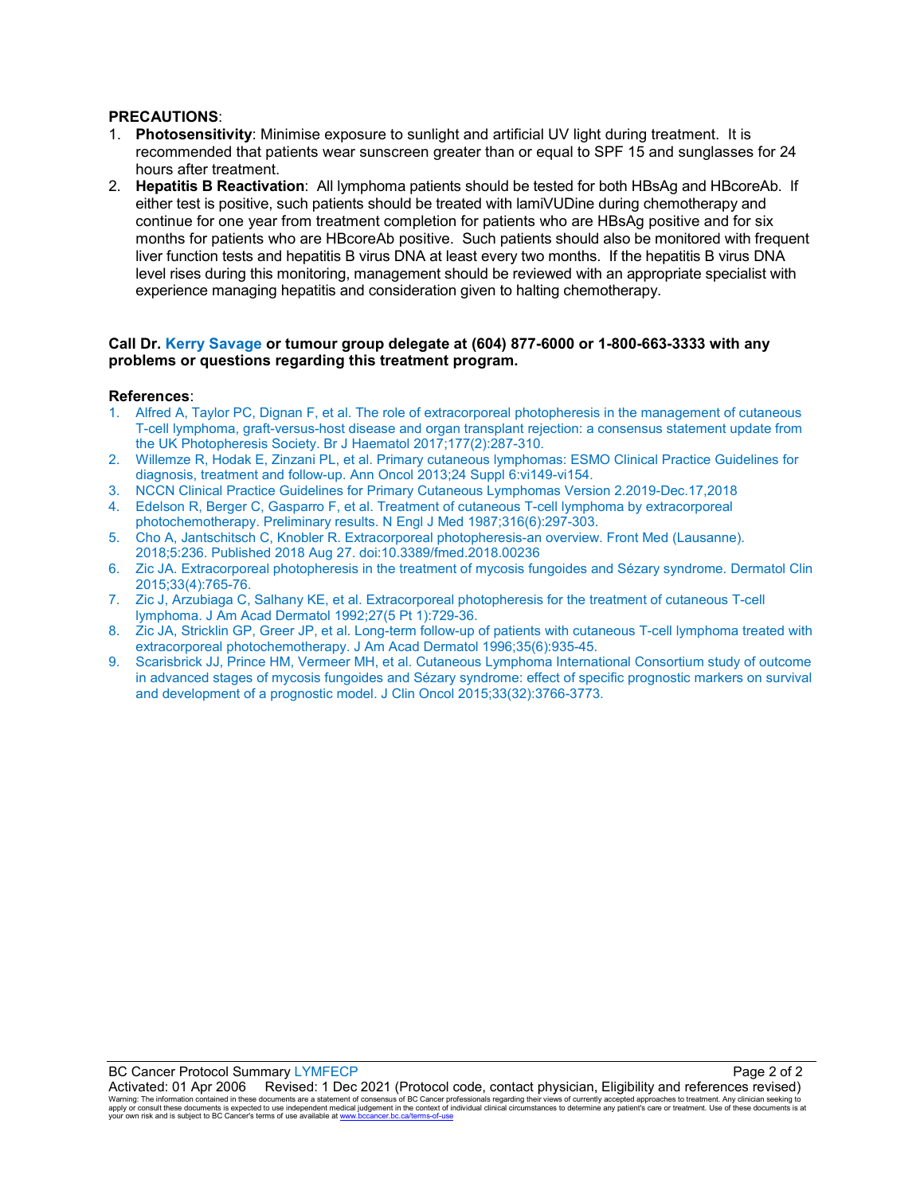**PRECAUTIONS**:

1. **Photosensitivity**: Minimise exposure to sunlight and artificial UV light during treatment. It is recommended that patients wear sunscreen greater than or equal to SPF 15 and sunglasses for 24 hours after treatment.
2. **Hepatitis B Reactivation**: All lymphoma patients should be tested for both HBsAg and HBcoreAb. If either test is positive, such patients should be treated with lamiVUDine during chemotherapy and continue for one year from treatment completion for patients who are HBsAg positive and for six months for patients who are HBcoreAb positive. Such patients should also be monitored with frequent liver function tests and hepatitis B virus DNA at least every two months. If the hepatitis B virus DNA level rises during this monitoring, management should be reviewed with an appropriate specialist with experience managing hepatitis and consideration given to halting chemotherapy.

**Call Dr. Kerry Savage or tumour group delegate at (604) 877-6000 or 1-800-663-3333 with any problems or questions regarding this treatment program.**

**References**:

1. Alfred A, Taylor PC, Dignan F, et al. The role of extracorporeal photopheresis in the management of cutaneous T-cell lymphoma, graft-versus-host disease and organ transplant rejection: a consensus statement update from the UK Photopheresis Society. Br J Haematol 2017;177(2):287-310.
2. Willemze R, Hodak E, Zinzani PL, et al. Primary cutaneous lymphomas: ESMO Clinical Practice Guidelines for diagnosis, treatment and follow-up. Ann Oncol 2013;24 Suppl 6:vi149-vi154.
3. NCCN Clinical Practice Guidelines for Primary Cutaneous Lymphomas Version 2.2019-Dec.17,2018
4. Edelson R, Berger C, Gasparro F, et al. Treatment of cutaneous T-cell lymphoma by extracorporeal photochemotherapy. Preliminary results. N Engl J Med 1987;316(6):297-303.
5. Cho A, Jantschitsch C, Knobler R. Extracorporeal photopheresis-an overview. Front Med (Lausanne). 2018;5:236. Published 2018 Aug 27. doi:10.3389/fmed.2018.00236
6. Zic JA. Extracorporeal photopheresis in the treatment of mycosis fungoides and Sézary syndrome. Dermatol Clin 2015;33(4):765-76.
7. Zic J, Arzubiaga C, Salhany KE, et al. Extracorporeal photopheresis for the treatment of cutaneous T-cell lymphoma. J Am Acad Dermatol 1992;27(5 Pt 1):729-36.
8. Zic JA, Stricklin GP, Greer JP, et al. Long-term follow-up of patients with cutaneous T-cell lymphoma treated with extracorporeal photochemotherapy. J Am Acad Dermatol 1996;35(6):935-45.
9. Scarisbrick JJ, Prince HM, Vermeer MH, et al. Cutaneous Lymphoma International Consortium study of outcome in advanced stages of mycosis fungoides and Sézary syndrome: effect of specific prognostic markers on survival and development of a prognostic model. J Clin Oncol 2015;33(32):3766-3773.